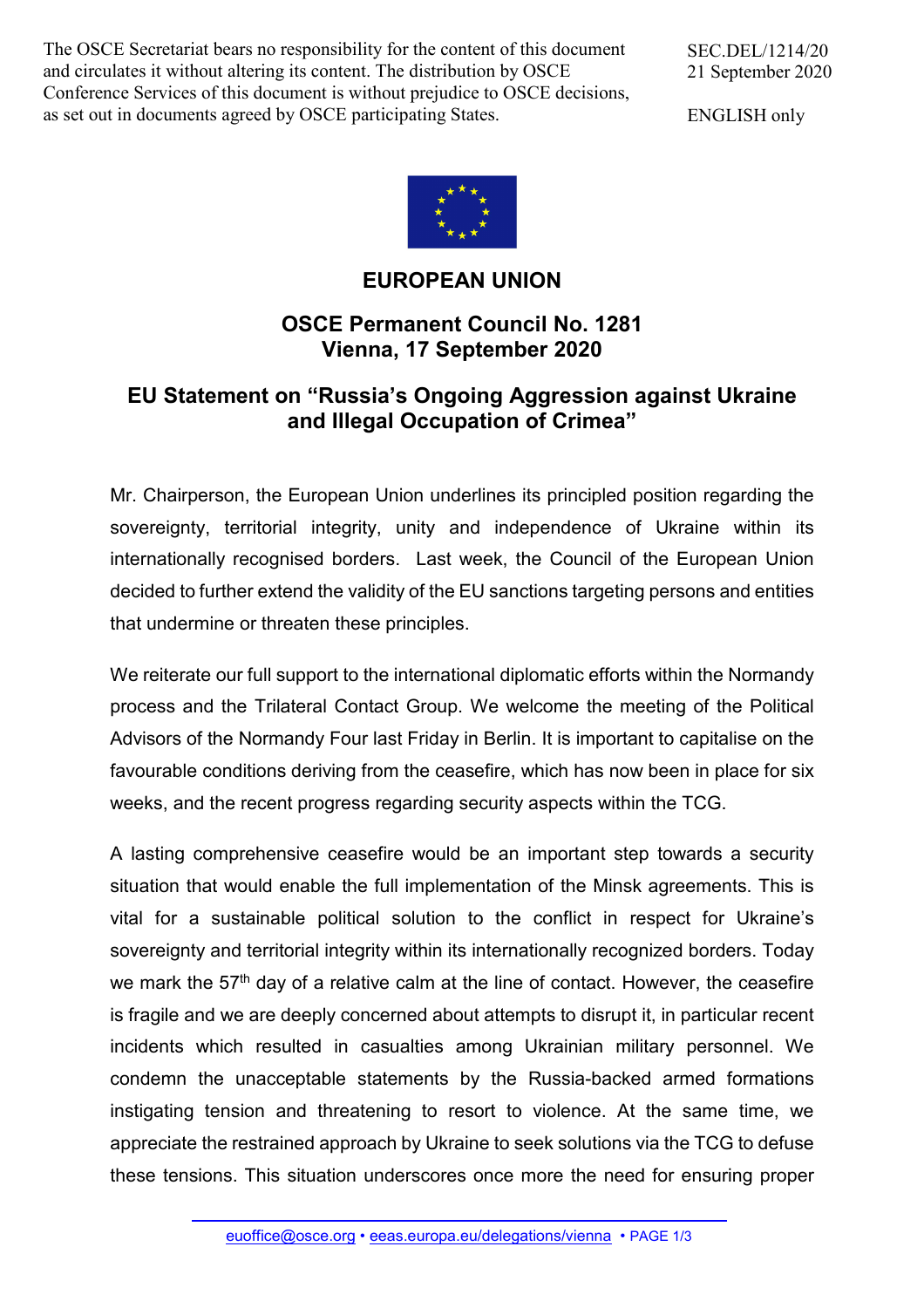The OSCE Secretariat bears no responsibility for the content of this document and circulates it without altering its content. The distribution by OSCE Conference Services of this document is without prejudice to OSCE decisions, as set out in documents agreed by OSCE participating States.

SEC.DEL/1214/20
21 September 2020

ENGLISH only

# EUROPEAN UNION

## OSCE Permanent Council No. 1281
## Vienna, 17 September 2020

## EU Statement on "Russia's Ongoing Aggression against Ukraine and Illegal Occupation of Crimea"

Mr. Chairperson, the European Union underlines its principled position regarding the sovereignty, territorial integrity, unity and independence of Ukraine within its internationally recognised borders. Last week, the Council of the European Union decided to further extend the validity of the EU sanctions targeting persons and entities that undermine or threaten these principles.

We reiterate our full support to the international diplomatic efforts within the Normandy process and the Trilateral Contact Group. We welcome the meeting of the Political Advisors of the Normandy Four last Friday in Berlin. It is important to capitalise on the favourable conditions deriving from the ceasefire, which has now been in place for six weeks, and the recent progress regarding security aspects within the TCG.

A lasting comprehensive ceasefire would be an important step towards a security situation that would enable the full implementation of the Minsk agreements. This is vital for a sustainable political solution to the conflict in respect for Ukraine's sovereignty and territorial integrity within its internationally recognized borders. Today we mark the 57th day of a relative calm at the line of contact. However, the ceasefire is fragile and we are deeply concerned about attempts to disrupt it, in particular recent incidents which resulted in casualties among Ukrainian military personnel. We condemn the unacceptable statements by the Russia-backed armed formations instigating tension and threatening to resort to violence. At the same time, we appreciate the restrained approach by Ukraine to seek solutions via the TCG to defuse these tensions. This situation underscores once more the need for ensuring proper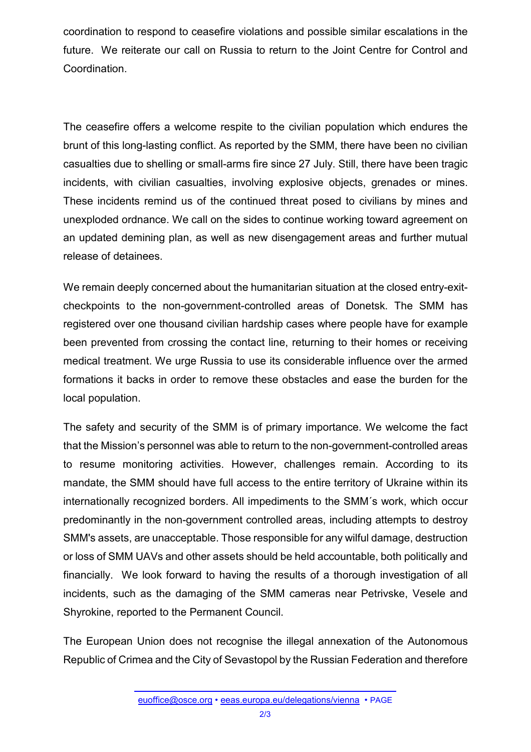coordination to respond to ceasefire violations and possible similar escalations in the future. We reiterate our call on Russia to return to the Joint Centre for Control and Coordination.

The ceasefire offers a welcome respite to the civilian population which endures the brunt of this long-lasting conflict. As reported by the SMM, there have been no civilian casualties due to shelling or small-arms fire since 27 July. Still, there have been tragic incidents, with civilian casualties, involving explosive objects, grenades or mines. These incidents remind us of the continued threat posed to civilians by mines and unexploded ordnance. We call on the sides to continue working toward agreement on an updated demining plan, as well as new disengagement areas and further mutual release of detainees.

We remain deeply concerned about the humanitarian situation at the closed entry-exit-checkpoints to the non-government-controlled areas of Donetsk. The SMM has registered over one thousand civilian hardship cases where people have for example been prevented from crossing the contact line, returning to their homes or receiving medical treatment. We urge Russia to use its considerable influence over the armed formations it backs in order to remove these obstacles and ease the burden for the local population.

The safety and security of the SMM is of primary importance. We welcome the fact that the Mission's personnel was able to return to the non-government-controlled areas to resume monitoring activities. However, challenges remain. According to its mandate, the SMM should have full access to the entire territory of Ukraine within its internationally recognized borders. All impediments to the SMM´s work, which occur predominantly in the non-government controlled areas, including attempts to destroy SMM's assets, are unacceptable. Those responsible for any wilful damage, destruction or loss of SMM UAVs and other assets should be held accountable, both politically and financially. We look forward to having the results of a thorough investigation of all incidents, such as the damaging of the SMM cameras near Petrivske, Vesele and Shyrokine, reported to the Permanent Council.

The European Union does not recognise the illegal annexation of the Autonomous Republic of Crimea and the City of Sevastopol by the Russian Federation and therefore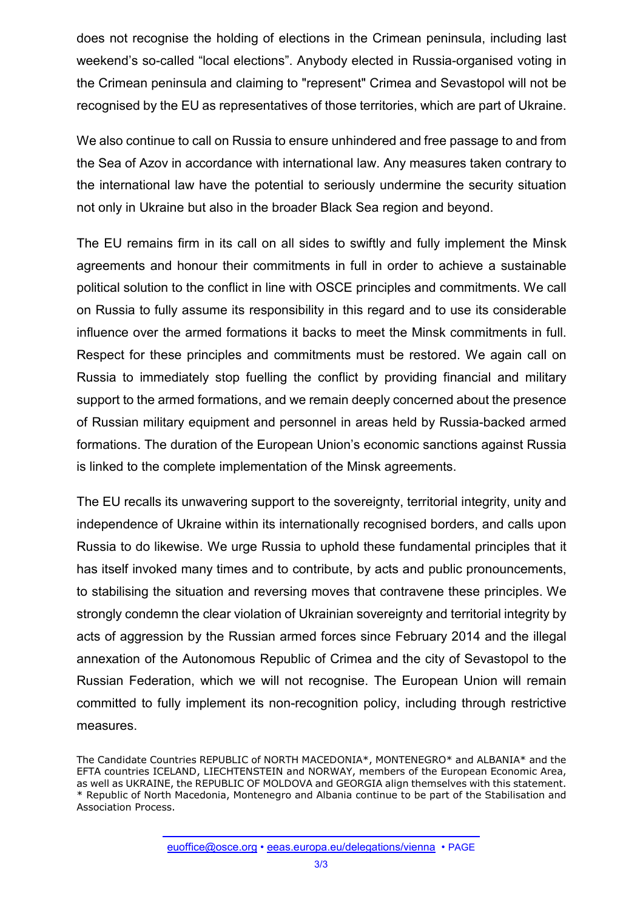does not recognise the holding of elections in the Crimean peninsula, including last weekend's so-called "local elections". Anybody elected in Russia-organised voting in the Crimean peninsula and claiming to "represent" Crimea and Sevastopol will not be recognised by the EU as representatives of those territories, which are part of Ukraine.

We also continue to call on Russia to ensure unhindered and free passage to and from the Sea of Azov in accordance with international law. Any measures taken contrary to the international law have the potential to seriously undermine the security situation not only in Ukraine but also in the broader Black Sea region and beyond.

The EU remains firm in its call on all sides to swiftly and fully implement the Minsk agreements and honour their commitments in full in order to achieve a sustainable political solution to the conflict in line with OSCE principles and commitments. We call on Russia to fully assume its responsibility in this regard and to use its considerable influence over the armed formations it backs to meet the Minsk commitments in full. Respect for these principles and commitments must be restored. We again call on Russia to immediately stop fuelling the conflict by providing financial and military support to the armed formations, and we remain deeply concerned about the presence of Russian military equipment and personnel in areas held by Russia-backed armed formations. The duration of the European Union's economic sanctions against Russia is linked to the complete implementation of the Minsk agreements.

The EU recalls its unwavering support to the sovereignty, territorial integrity, unity and independence of Ukraine within its internationally recognised borders, and calls upon Russia to do likewise. We urge Russia to uphold these fundamental principles that it has itself invoked many times and to contribute, by acts and public pronouncements, to stabilising the situation and reversing moves that contravene these principles. We strongly condemn the clear violation of Ukrainian sovereignty and territorial integrity by acts of aggression by the Russian armed forces since February 2014 and the illegal annexation of the Autonomous Republic of Crimea and the city of Sevastopol to the Russian Federation, which we will not recognise. The European Union will remain committed to fully implement its non-recognition policy, including through restrictive measures.

The Candidate Countries REPUBLIC of NORTH MACEDONIA*, MONTENEGRO* and ALBANIA* and the EFTA countries ICELAND, LIECHTENSTEIN and NORWAY, members of the European Economic Area, as well as UKRAINE, the REPUBLIC OF MOLDOVA and GEORGIA align themselves with this statement.
* Republic of North Macedonia, Montenegro and Albania continue to be part of the Stabilisation and Association Process.

euoffice@osce.org • eeas.europa.eu/delegations/vienna